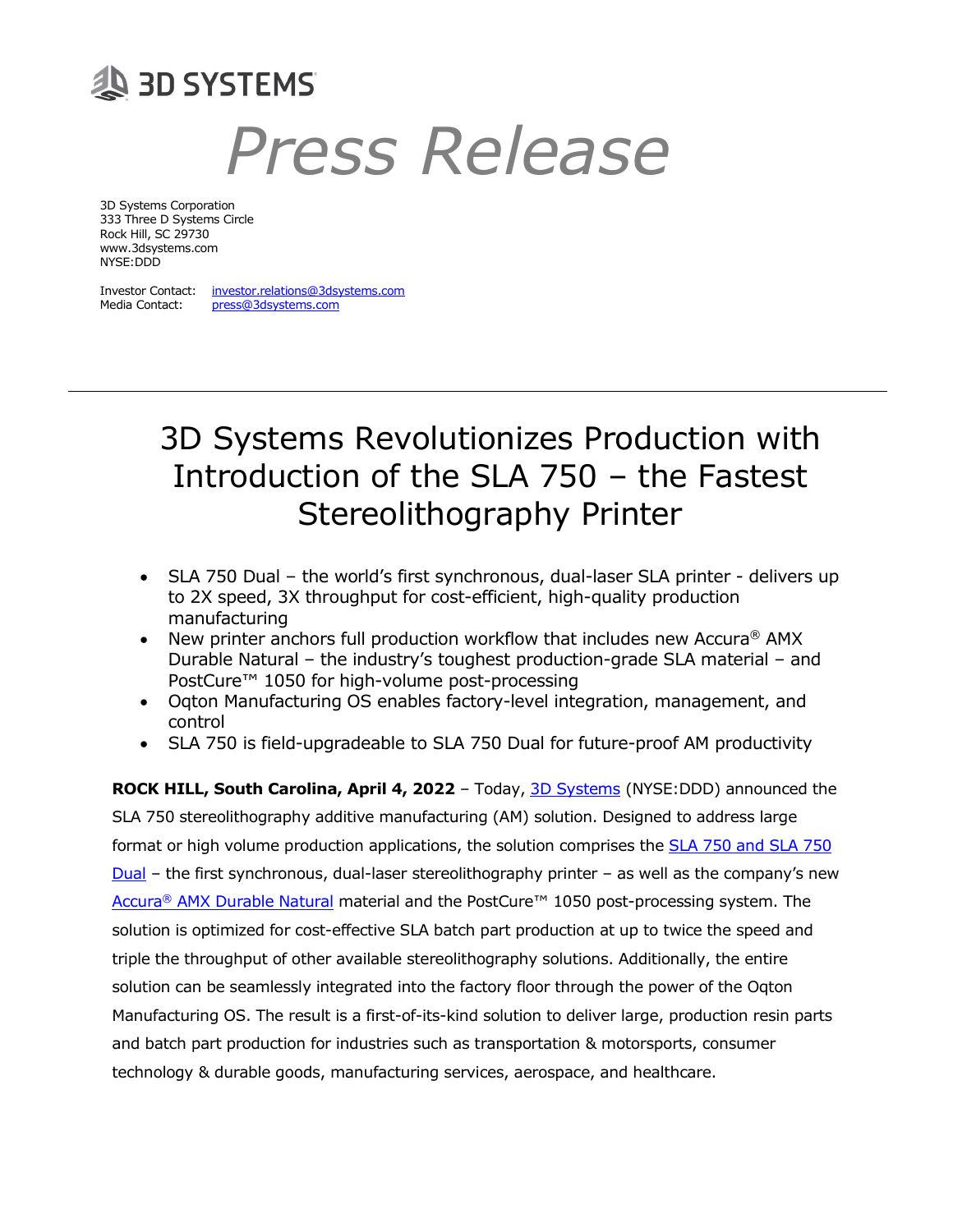3D SYSTEMS

# Press Release

3D Systems Corporation
333 Three D Systems Circle
Rock Hill, SC 29730
www.3dsystems.com
NYSE:DDD

Investor Contact: investor.relations@3dsystems.com
Media Contact: press@3dsystems.com

---

## 3D Systems Revolutionizes Production with Introduction of the SLA 750 – the Fastest Stereolithography Printer

- SLA 750 Dual – the world's first synchronous, dual-laser SLA printer - delivers up to 2X speed, 3X throughput for cost-efficient, high-quality production manufacturing
- New printer anchors full production workflow that includes new Accura® AMX Durable Natural – the industry's toughest production-grade SLA material – and PostCure™ 1050 for high-volume post-processing
- Oqton Manufacturing OS enables factory-level integration, management, and control
- SLA 750 is field-upgradeable to SLA 750 Dual for future-proof AM productivity

**ROCK HILL, South Carolina, April 4, 2022** – Today, 3D Systems (NYSE:DDD) announced the SLA 750 stereolithography additive manufacturing (AM) solution. Designed to address large format or high volume production applications, the solution comprises the SLA 750 and SLA 750 Dual – the first synchronous, dual-laser stereolithography printer – as well as the company's new Accura® AMX Durable Natural material and the PostCure™ 1050 post-processing system. The solution is optimized for cost-effective SLA batch part production at up to twice the speed and triple the throughput of other available stereolithography solutions. Additionally, the entire solution can be seamlessly integrated into the factory floor through the power of the Oqton Manufacturing OS. The result is a first-of-its-kind solution to deliver large, production resin parts and batch part production for industries such as transportation & motorsports, consumer technology & durable goods, manufacturing services, aerospace, and healthcare.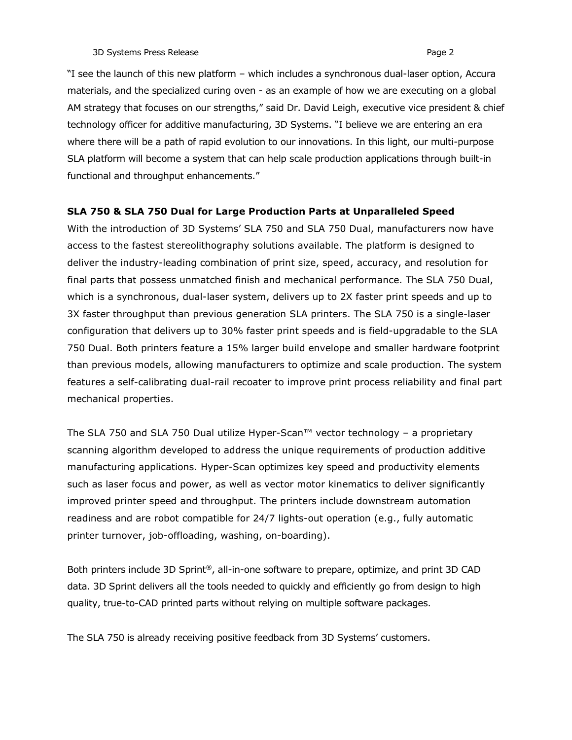"I see the launch of this new platform – which includes a synchronous dual-laser option, Accura materials, and the specialized curing oven - as an example of how we are executing on a global AM strategy that focuses on our strengths," said Dr. David Leigh, executive vice president & chief technology officer for additive manufacturing, 3D Systems. "I believe we are entering an era where there will be a path of rapid evolution to our innovations. In this light, our multi-purpose SLA platform will become a system that can help scale production applications through built-in functional and throughput enhancements."

**SLA 750 & SLA 750 Dual for Large Production Parts at Unparalleled Speed**

With the introduction of 3D Systems' SLA 750 and SLA 750 Dual, manufacturers now have access to the fastest stereolithography solutions available. The platform is designed to deliver the industry-leading combination of print size, speed, accuracy, and resolution for final parts that possess unmatched finish and mechanical performance. The SLA 750 Dual, which is a synchronous, dual-laser system, delivers up to 2X faster print speeds and up to 3X faster throughput than previous generation SLA printers. The SLA 750 is a single-laser configuration that delivers up to 30% faster print speeds and is field-upgradable to the SLA 750 Dual. Both printers feature a 15% larger build envelope and smaller hardware footprint than previous models, allowing manufacturers to optimize and scale production. The system features a self-calibrating dual-rail recoater to improve print process reliability and final part mechanical properties.

The SLA 750 and SLA 750 Dual utilize Hyper-Scan™ vector technology – a proprietary scanning algorithm developed to address the unique requirements of production additive manufacturing applications. Hyper-Scan optimizes key speed and productivity elements such as laser focus and power, as well as vector motor kinematics to deliver significantly improved printer speed and throughput. The printers include downstream automation readiness and are robot compatible for 24/7 lights-out operation (e.g., fully automatic printer turnover, job-offloading, washing, on-boarding).

Both printers include 3D Sprint®, all-in-one software to prepare, optimize, and print 3D CAD data. 3D Sprint delivers all the tools needed to quickly and efficiently go from design to high quality, true-to-CAD printed parts without relying on multiple software packages.

The SLA 750 is already receiving positive feedback from 3D Systems' customers.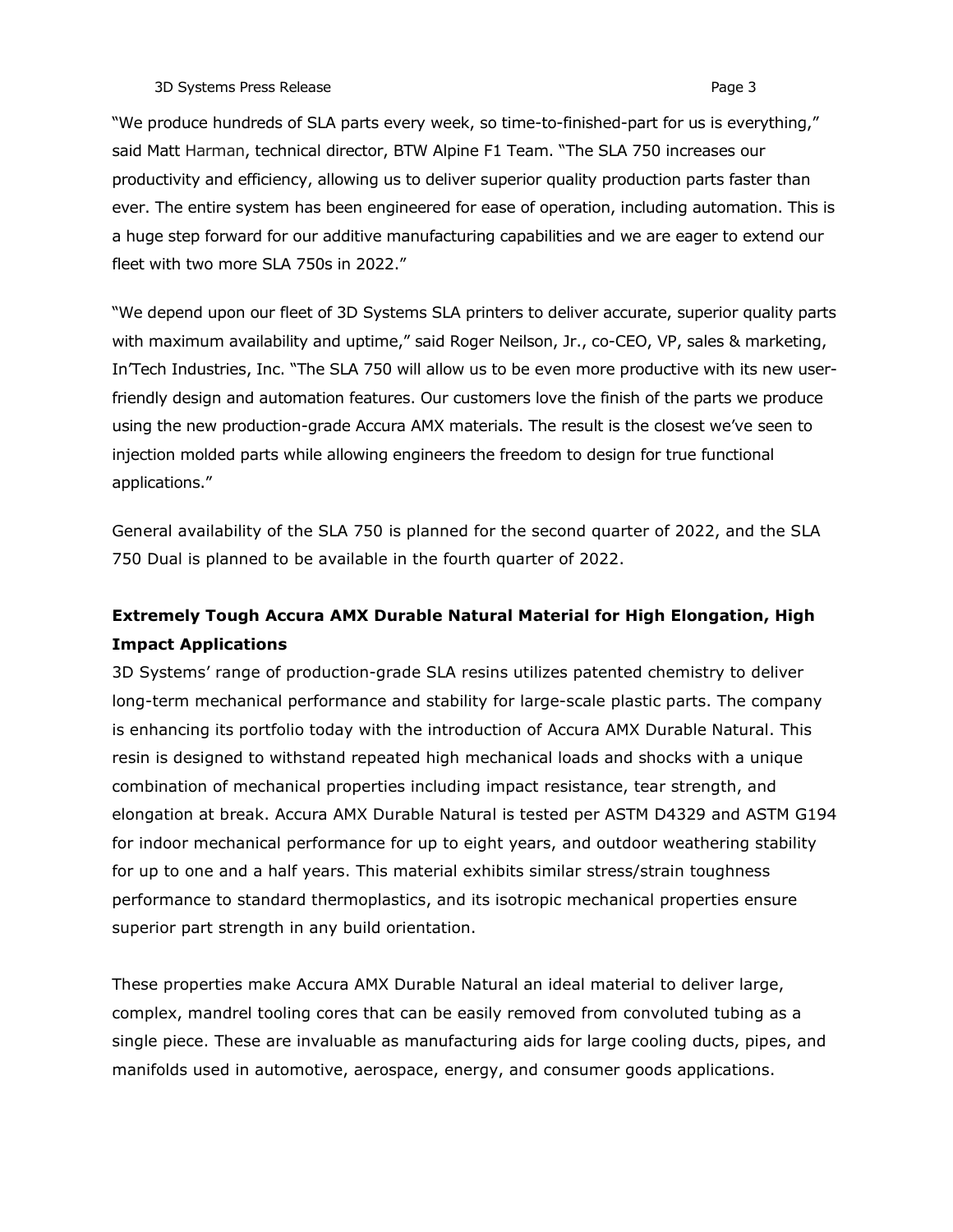"We produce hundreds of SLA parts every week, so time-to-finished-part for us is everything," said Matt Harman, technical director, BTW Alpine F1 Team. "The SLA 750 increases our productivity and efficiency, allowing us to deliver superior quality production parts faster than ever. The entire system has been engineered for ease of operation, including automation. This is a huge step forward for our additive manufacturing capabilities and we are eager to extend our fleet with two more SLA 750s in 2022."

"We depend upon our fleet of 3D Systems SLA printers to deliver accurate, superior quality parts with maximum availability and uptime," said Roger Neilson, Jr., co-CEO, VP, sales & marketing, In'Tech Industries, Inc. "The SLA 750 will allow us to be even more productive with its new user-friendly design and automation features. Our customers love the finish of the parts we produce using the new production-grade Accura AMX materials. The result is the closest we've seen to injection molded parts while allowing engineers the freedom to design for true functional applications."

General availability of the SLA 750 is planned for the second quarter of 2022, and the SLA 750 Dual is planned to be available in the fourth quarter of 2022.

**Extremely Tough Accura AMX Durable Natural Material for High Elongation, High Impact Applications**

3D Systems' range of production-grade SLA resins utilizes patented chemistry to deliver long-term mechanical performance and stability for large-scale plastic parts. The company is enhancing its portfolio today with the introduction of Accura AMX Durable Natural. This resin is designed to withstand repeated high mechanical loads and shocks with a unique combination of mechanical properties including impact resistance, tear strength, and elongation at break. Accura AMX Durable Natural is tested per ASTM D4329 and ASTM G194 for indoor mechanical performance for up to eight years, and outdoor weathering stability for up to one and a half years. This material exhibits similar stress/strain toughness performance to standard thermoplastics, and its isotropic mechanical properties ensure superior part strength in any build orientation.

These properties make Accura AMX Durable Natural an ideal material to deliver large, complex, mandrel tooling cores that can be easily removed from convoluted tubing as a single piece. These are invaluable as manufacturing aids for large cooling ducts, pipes, and manifolds used in automotive, aerospace, energy, and consumer goods applications.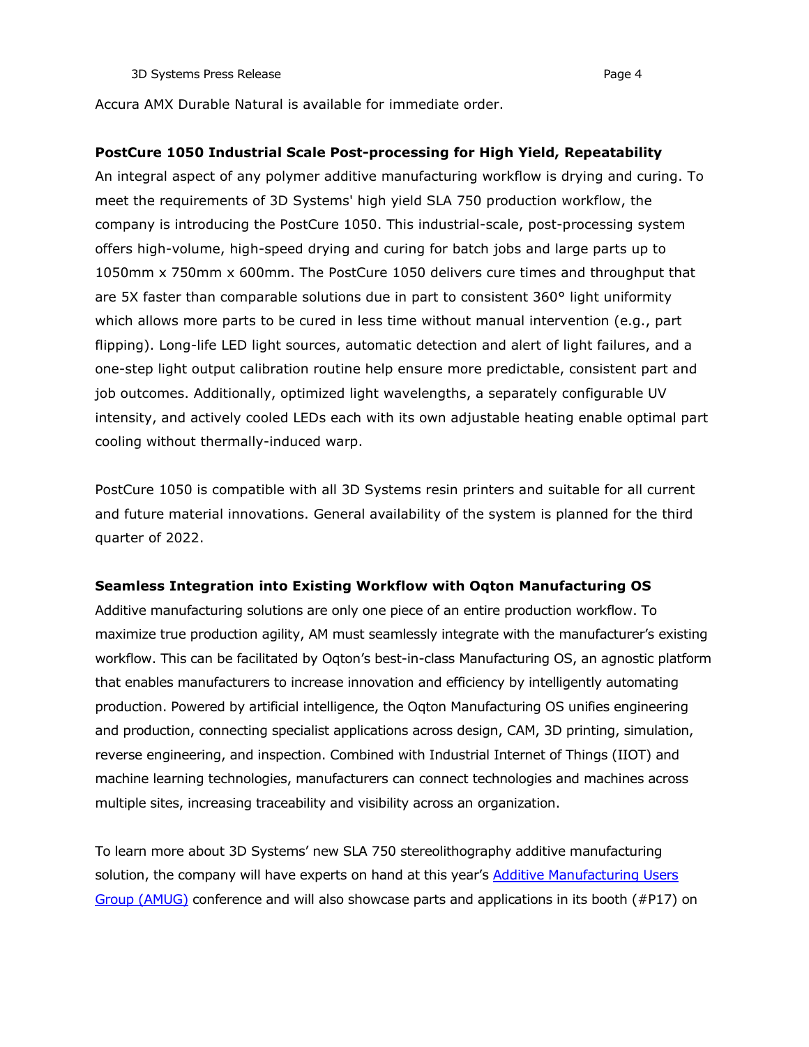Accura AMX Durable Natural is available for immediate order.

**PostCure 1050 Industrial Scale Post-processing for High Yield, Repeatability**

An integral aspect of any polymer additive manufacturing workflow is drying and curing. To meet the requirements of 3D Systems' high yield SLA 750 production workflow, the company is introducing the PostCure 1050. This industrial-scale, post-processing system offers high-volume, high-speed drying and curing for batch jobs and large parts up to 1050mm x 750mm x 600mm. The PostCure 1050 delivers cure times and throughput that are 5X faster than comparable solutions due in part to consistent 360° light uniformity which allows more parts to be cured in less time without manual intervention (e.g., part flipping). Long-life LED light sources, automatic detection and alert of light failures, and a one-step light output calibration routine help ensure more predictable, consistent part and job outcomes. Additionally, optimized light wavelengths, a separately configurable UV intensity, and actively cooled LEDs each with its own adjustable heating enable optimal part cooling without thermally-induced warp.

PostCure 1050 is compatible with all 3D Systems resin printers and suitable for all current and future material innovations. General availability of the system is planned for the third quarter of 2022.

**Seamless Integration into Existing Workflow with Oqton Manufacturing OS**

Additive manufacturing solutions are only one piece of an entire production workflow. To maximize true production agility, AM must seamlessly integrate with the manufacturer's existing workflow. This can be facilitated by Oqton's best-in-class Manufacturing OS, an agnostic platform that enables manufacturers to increase innovation and efficiency by intelligently automating production. Powered by artificial intelligence, the Oqton Manufacturing OS unifies engineering and production, connecting specialist applications across design, CAM, 3D printing, simulation, reverse engineering, and inspection. Combined with Industrial Internet of Things (IIOT) and machine learning technologies, manufacturers can connect technologies and machines across multiple sites, increasing traceability and visibility across an organization.

To learn more about 3D Systems' new SLA 750 stereolithography additive manufacturing solution, the company will have experts on hand at this year's Additive Manufacturing Users Group (AMUG) conference and will also showcase parts and applications in its booth (#P17) on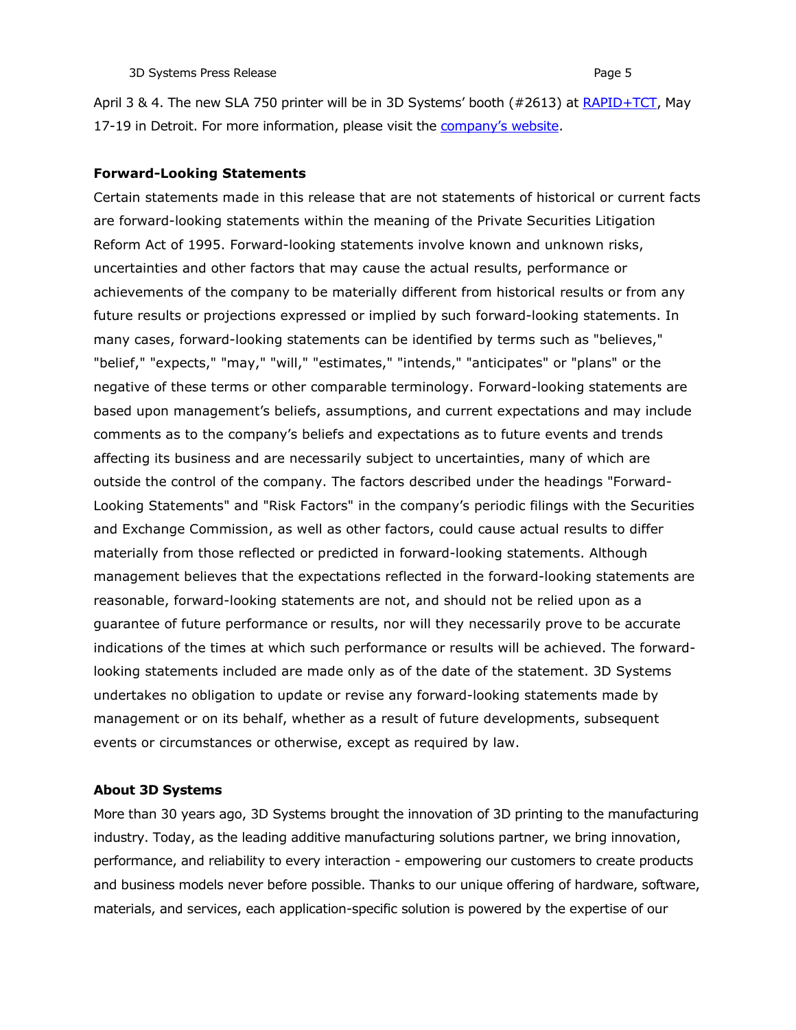April 3 & 4. The new SLA 750 printer will be in 3D Systems' booth (#2613) at RAPID+TCT, May 17-19 in Detroit. For more information, please visit the company's website.

**Forward-Looking Statements**

Certain statements made in this release that are not statements of historical or current facts are forward-looking statements within the meaning of the Private Securities Litigation Reform Act of 1995. Forward-looking statements involve known and unknown risks, uncertainties and other factors that may cause the actual results, performance or achievements of the company to be materially different from historical results or from any future results or projections expressed or implied by such forward-looking statements. In many cases, forward-looking statements can be identified by terms such as "believes," "belief," "expects," "may," "will," "estimates," "intends," "anticipates" or "plans" or the negative of these terms or other comparable terminology. Forward-looking statements are based upon management's beliefs, assumptions, and current expectations and may include comments as to the company's beliefs and expectations as to future events and trends affecting its business and are necessarily subject to uncertainties, many of which are outside the control of the company. The factors described under the headings "Forward-Looking Statements" and "Risk Factors" in the company's periodic filings with the Securities and Exchange Commission, as well as other factors, could cause actual results to differ materially from those reflected or predicted in forward-looking statements. Although management believes that the expectations reflected in the forward-looking statements are reasonable, forward-looking statements are not, and should not be relied upon as a guarantee of future performance or results, nor will they necessarily prove to be accurate indications of the times at which such performance or results will be achieved. The forward-looking statements included are made only as of the date of the statement. 3D Systems undertakes no obligation to update or revise any forward-looking statements made by management or on its behalf, whether as a result of future developments, subsequent events or circumstances or otherwise, except as required by law.

**About 3D Systems**

More than 30 years ago, 3D Systems brought the innovation of 3D printing to the manufacturing industry. Today, as the leading additive manufacturing solutions partner, we bring innovation, performance, and reliability to every interaction - empowering our customers to create products and business models never before possible. Thanks to our unique offering of hardware, software, materials, and services, each application-specific solution is powered by the expertise of our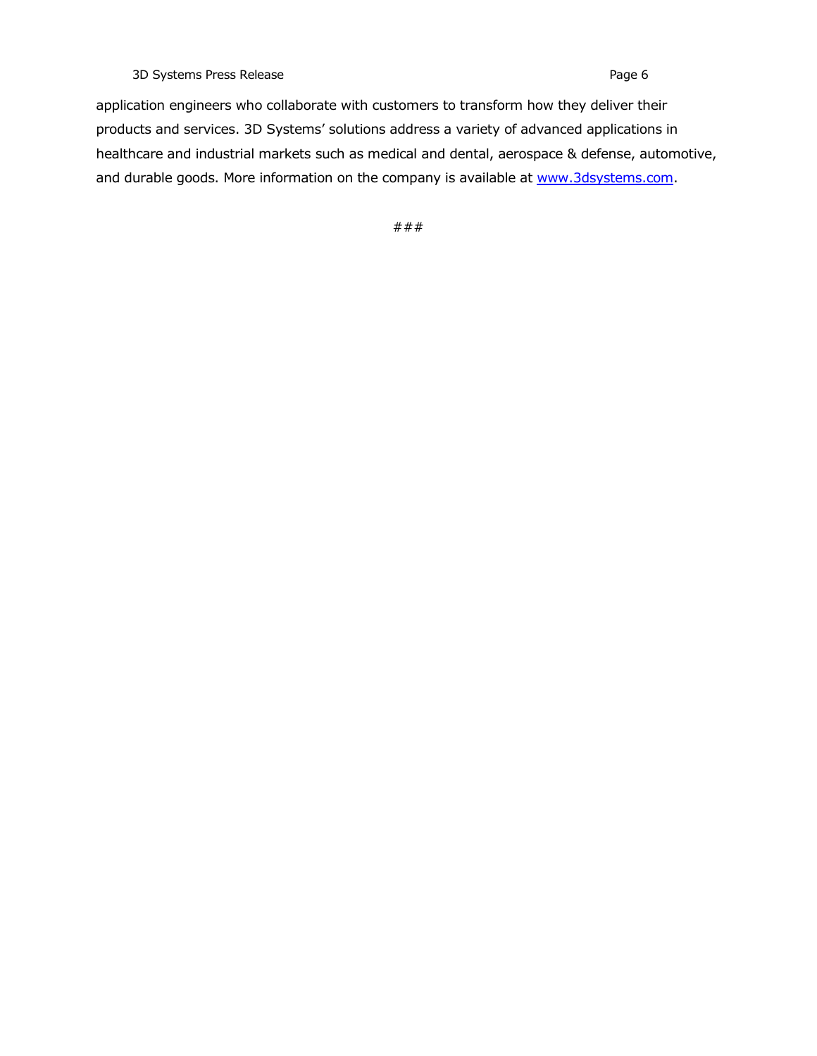application engineers who collaborate with customers to transform how they deliver their products and services. 3D Systems' solutions address a variety of advanced applications in healthcare and industrial markets such as medical and dental, aerospace & defense, automotive, and durable goods. More information on the company is available at [www.3dsystems.com](http://www.3dsystems.com).

###